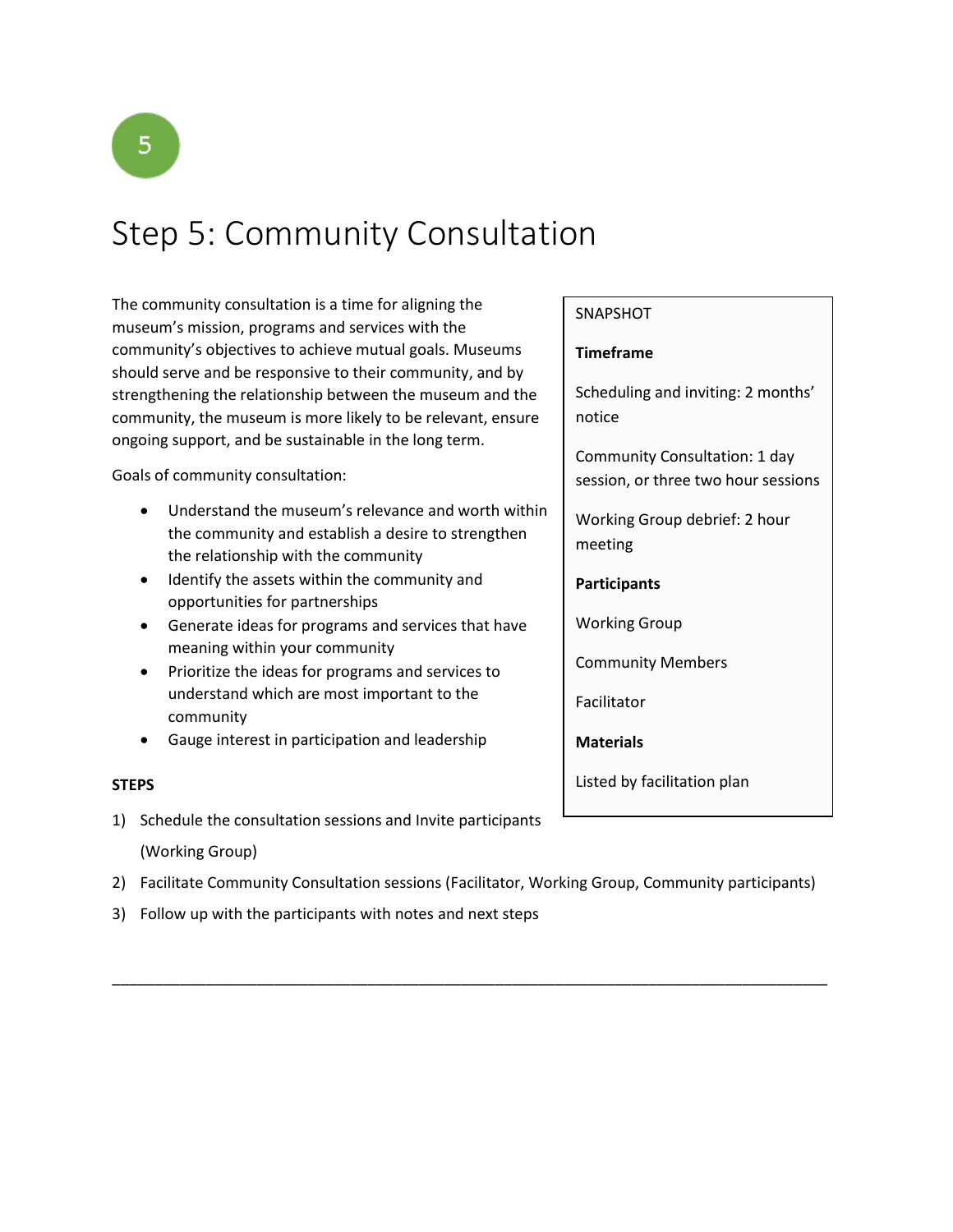5

# Step 5: Community Consultation

The community consultation is a time for aligning the museum's mission, programs and services with the community's objectives to achieve mutual goals. Museums should serve and be responsive to their community, and by strengthening the relationship between the museum and the community, the museum is more likely to be relevant, ensure ongoing support, and be sustainable in the long term.

Goals of community consultation:

- Understand the museum's relevance and worth within the community and establish a desire to strengthen the relationship with the community
- Identify the assets within the community and opportunities for partnerships
- Generate ideas for programs and services that have meaning within your community
- Prioritize the ideas for programs and services to understand which are most important to the community
- Gauge interest in participation and leadership

SNAPSHOT

**Timeframe**

Scheduling and inviting: 2 months' notice

Community Consultation: 1 day session, or three two hour sessions

Working Group debrief: 2 hour meeting

**Participants**

Working Group

Community Members

Facilitator

**Materials**

Listed by facilitation plan

**STEPS**

1) Schedule the consultation sessions and Invite participants (Working Group)
2) Facilitate Community Consultation sessions (Facilitator, Working Group, Community participants)
3) Follow up with the participants with notes and next steps

---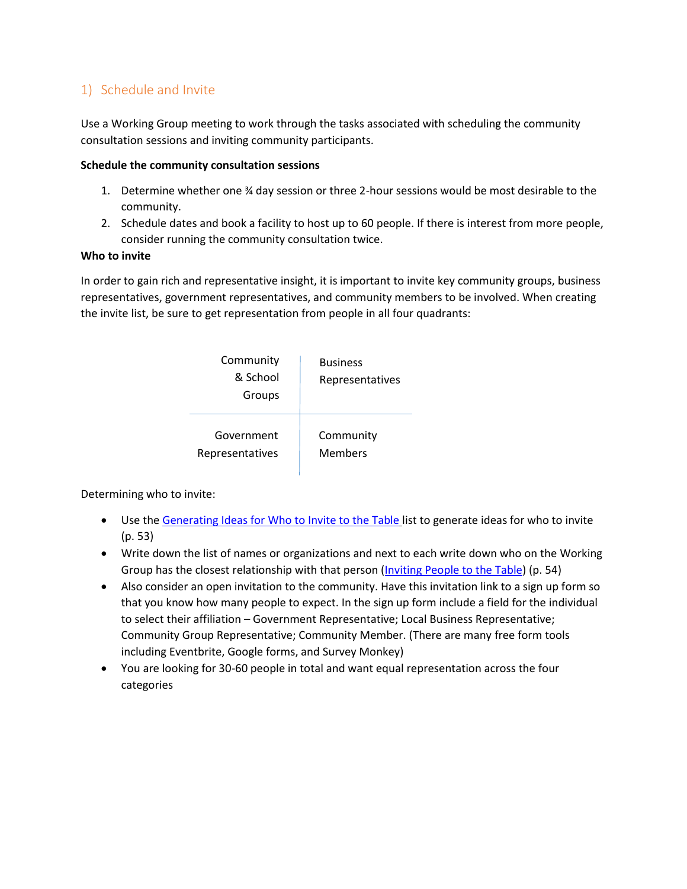## 1) Schedule and Invite

Use a Working Group meeting to work through the tasks associated with scheduling the community consultation sessions and inviting community participants.

**Schedule the community consultation sessions**

1. Determine whether one ¾ day session or three 2-hour sessions would be most desirable to the community.
2. Schedule dates and book a facility to host up to 60 people. If there is interest from more people, consider running the community consultation twice.

**Who to invite**

In order to gain rich and representative insight, it is important to invite key community groups, business representatives, government representatives, and community members to be involved. When creating the invite list, be sure to get representation from people in all four quadrants:

| | |
|---|---|
| Community & School Groups | Business Representatives |
| Government Representatives | Community Members |

Determining who to invite:

- Use the Generating Ideas for Who to Invite to the Table list to generate ideas for who to invite (p. 53)
- Write down the list of names or organizations and next to each write down who on the Working Group has the closest relationship with that person (Inviting People to the Table) (p. 54)
- Also consider an open invitation to the community. Have this invitation link to a sign up form so that you know how many people to expect. In the sign up form include a field for the individual to select their affiliation – Government Representative; Local Business Representative; Community Group Representative; Community Member. (There are many free form tools including Eventbrite, Google forms, and Survey Monkey)
- You are looking for 30-60 people in total and want equal representation across the four categories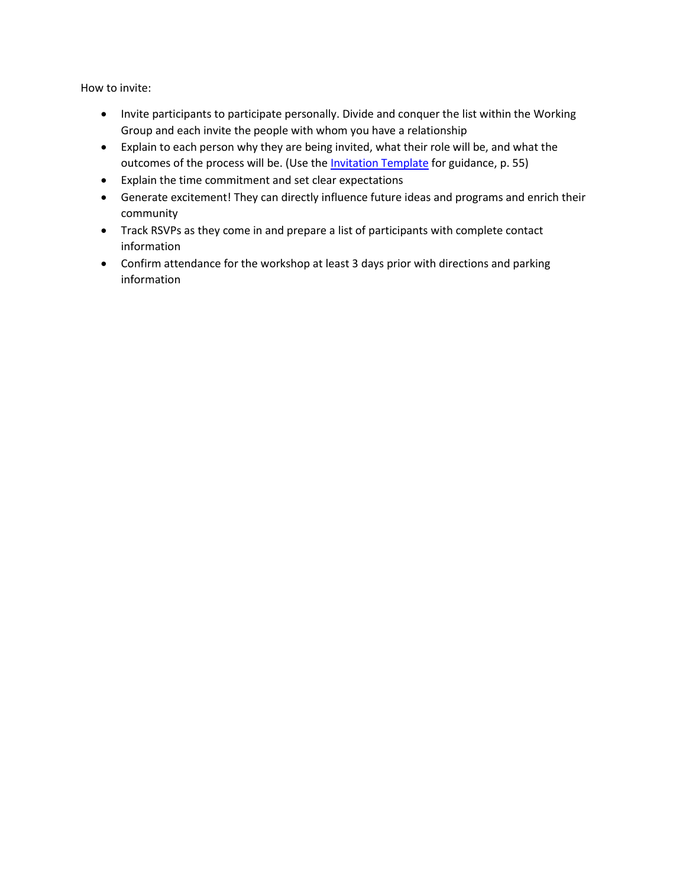How to invite:

- Invite participants to participate personally. Divide and conquer the list within the Working Group and each invite the people with whom you have a relationship
- Explain to each person why they are being invited, what their role will be, and what the outcomes of the process will be. (Use the Invitation Template for guidance, p. 55)
- Explain the time commitment and set clear expectations
- Generate excitement! They can directly influence future ideas and programs and enrich their community
- Track RSVPs as they come in and prepare a list of participants with complete contact information
- Confirm attendance for the workshop at least 3 days prior with directions and parking information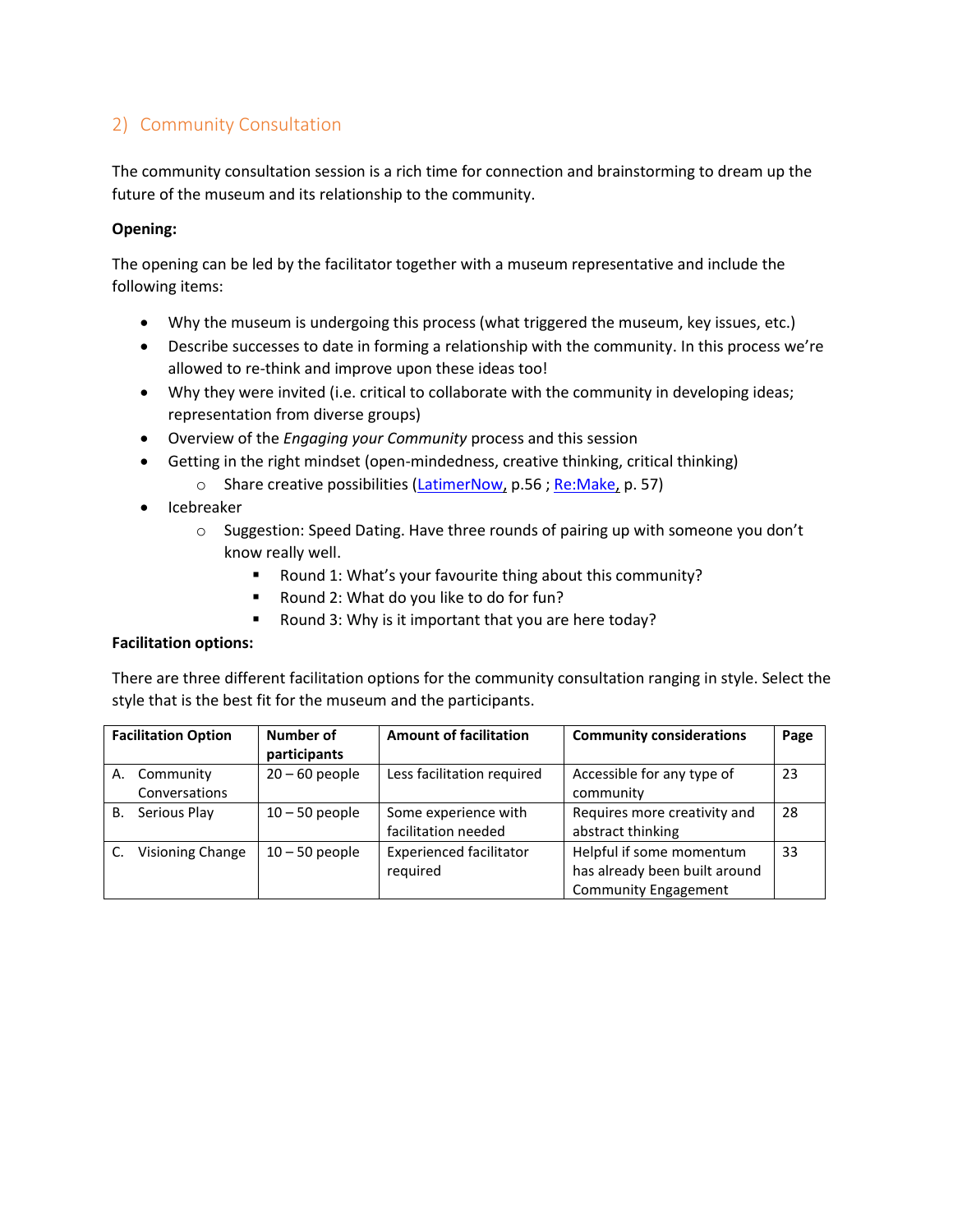## 2) Community Consultation

The community consultation session is a rich time for connection and brainstorming to dream up the future of the museum and its relationship to the community.

**Opening:**

The opening can be led by the facilitator together with a museum representative and include the following items:

- Why the museum is undergoing this process (what triggered the museum, key issues, etc.)
- Describe successes to date in forming a relationship with the community. In this process we're allowed to re-think and improve upon these ideas too!
- Why they were invited (i.e. critical to collaborate with the community in developing ideas; representation from diverse groups)
- Overview of the *Engaging your Community* process and this session
- Getting in the right mindset (open-mindedness, creative thinking, critical thinking)
  - Share creative possibilities (LatimerNow, p.56 ; Re:Make, p. 57)
- Icebreaker
  - Suggestion: Speed Dating. Have three rounds of pairing up with someone you don't know really well.
    - Round 1: What's your favourite thing about this community?
    - Round 2: What do you like to do for fun?
    - Round 3: Why is it important that you are here today?

**Facilitation options:**

There are three different facilitation options for the community consultation ranging in style. Select the style that is the best fit for the museum and the participants.

| Facilitation Option | Number of participants | Amount of facilitation | Community considerations | Page |
|---|---|---|---|---|
| A. Community Conversations | 20 – 60 people | Less facilitation required | Accessible for any type of community | 23 |
| B. Serious Play | 10 – 50 people | Some experience with facilitation needed | Requires more creativity and abstract thinking | 28 |
| C. Visioning Change | 10 – 50 people | Experienced facilitator required | Helpful if some momentum has already been built around Community Engagement | 33 |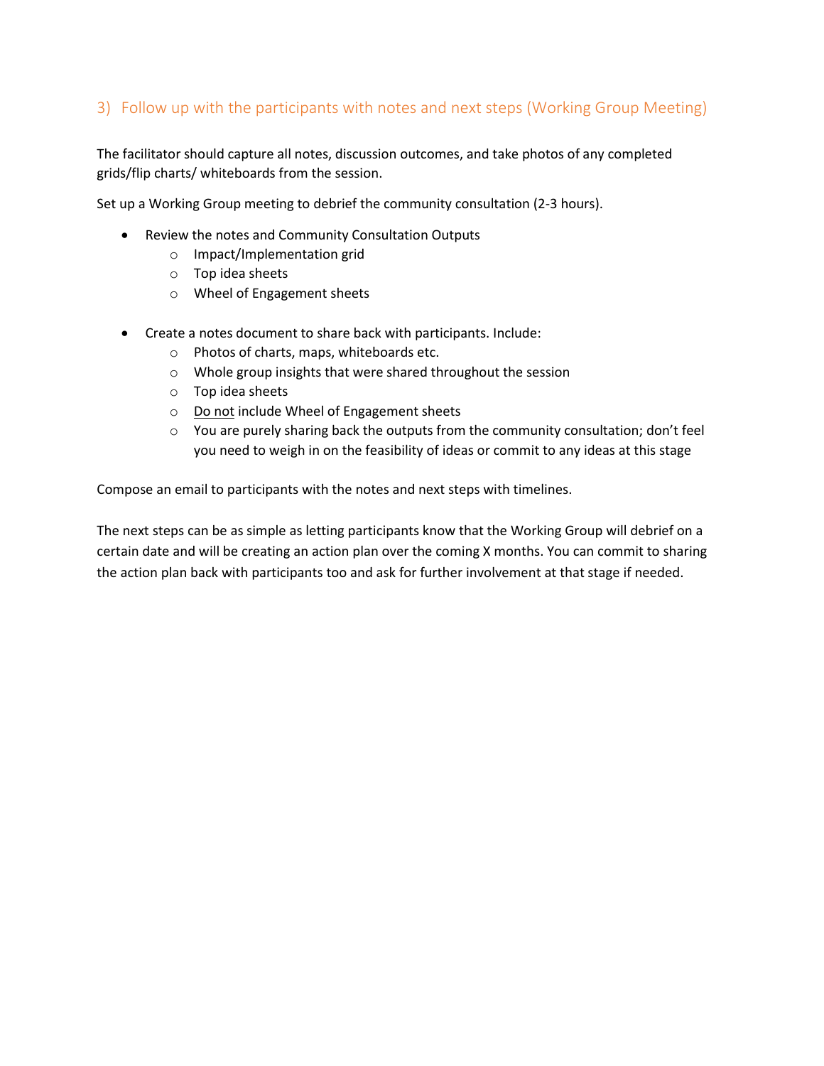## 3) Follow up with the participants with notes and next steps (Working Group Meeting)

The facilitator should capture all notes, discussion outcomes, and take photos of any completed grids/flip charts/ whiteboards from the session.

Set up a Working Group meeting to debrief the community consultation (2-3 hours).

- Review the notes and Community Consultation Outputs
  - Impact/Implementation grid
  - Top idea sheets
  - Wheel of Engagement sheets

- Create a notes document to share back with participants. Include:
  - Photos of charts, maps, whiteboards etc.
  - Whole group insights that were shared throughout the session
  - Top idea sheets
  - <u>Do not</u> include Wheel of Engagement sheets
  - You are purely sharing back the outputs from the community consultation; don't feel you need to weigh in on the feasibility of ideas or commit to any ideas at this stage

Compose an email to participants with the notes and next steps with timelines.

The next steps can be as simple as letting participants know that the Working Group will debrief on a certain date and will be creating an action plan over the coming X months. You can commit to sharing the action plan back with participants too and ask for further involvement at that stage if needed.